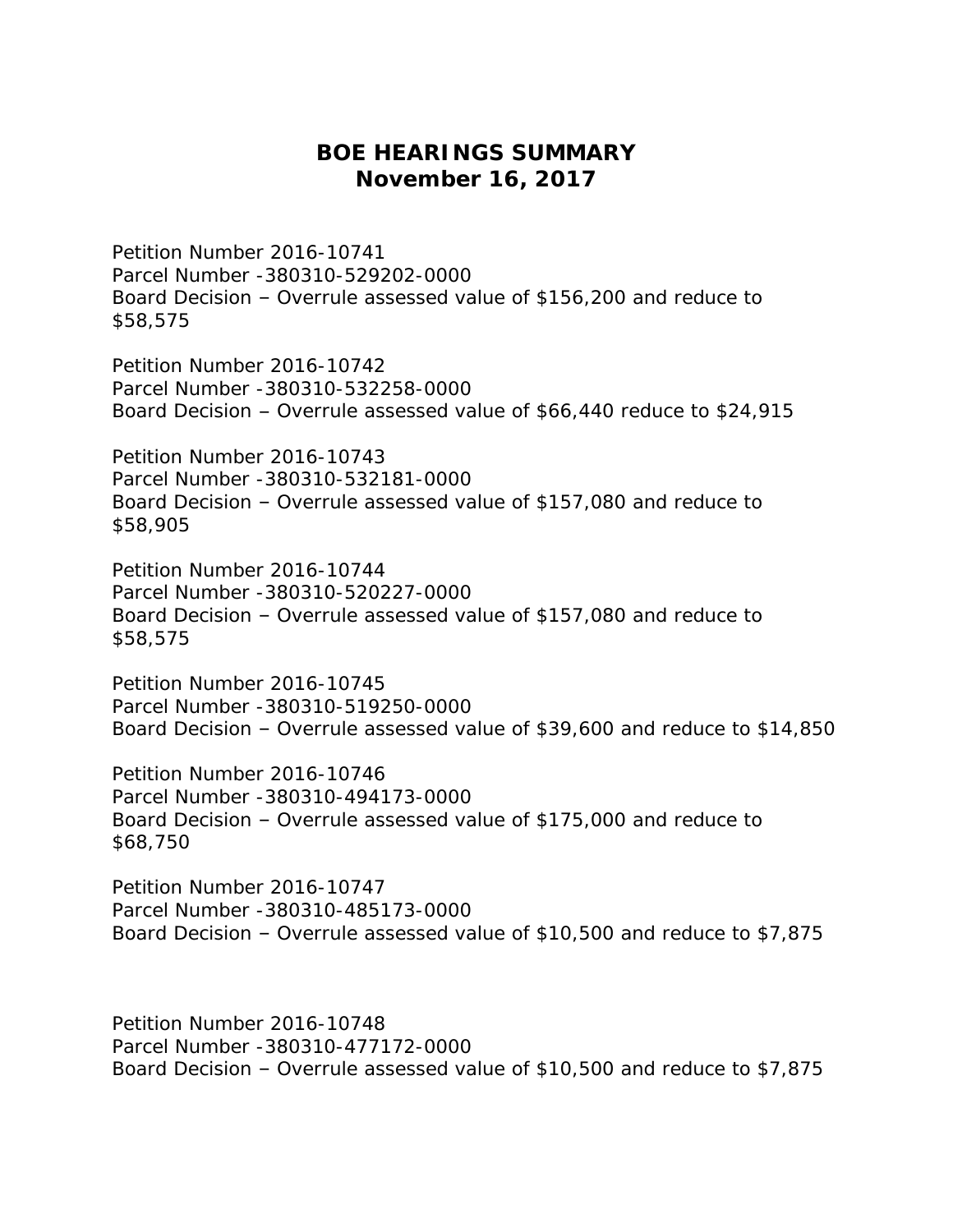# BOE HEARINGS SUMMARY
## November 16, 2017

Petition Number 2016-10741
Parcel Number -380310-529202-0000
Board Decision – Overrule assessed value of $156,200 and reduce to $58,575

Petition Number 2016-10742
Parcel Number -380310-532258-0000
Board Decision – Overrule assessed value of $66,440 reduce to $24,915

Petition Number 2016-10743
Parcel Number -380310-532181-0000
Board Decision – Overrule assessed value of $157,080 and reduce to $58,905

Petition Number 2016-10744
Parcel Number -380310-520227-0000
Board Decision – Overrule assessed value of $157,080 and reduce to $58,575

Petition Number 2016-10745
Parcel Number -380310-519250-0000
Board Decision – Overrule assessed value of $39,600 and reduce to $14,850

Petition Number 2016-10746
Parcel Number -380310-494173-0000
Board Decision – Overrule assessed value of $175,000 and reduce to $68,750

Petition Number 2016-10747
Parcel Number -380310-485173-0000
Board Decision – Overrule assessed value of $10,500 and reduce to $7,875

Petition Number 2016-10748
Parcel Number -380310-477172-0000
Board Decision – Overrule assessed value of $10,500 and reduce to $7,875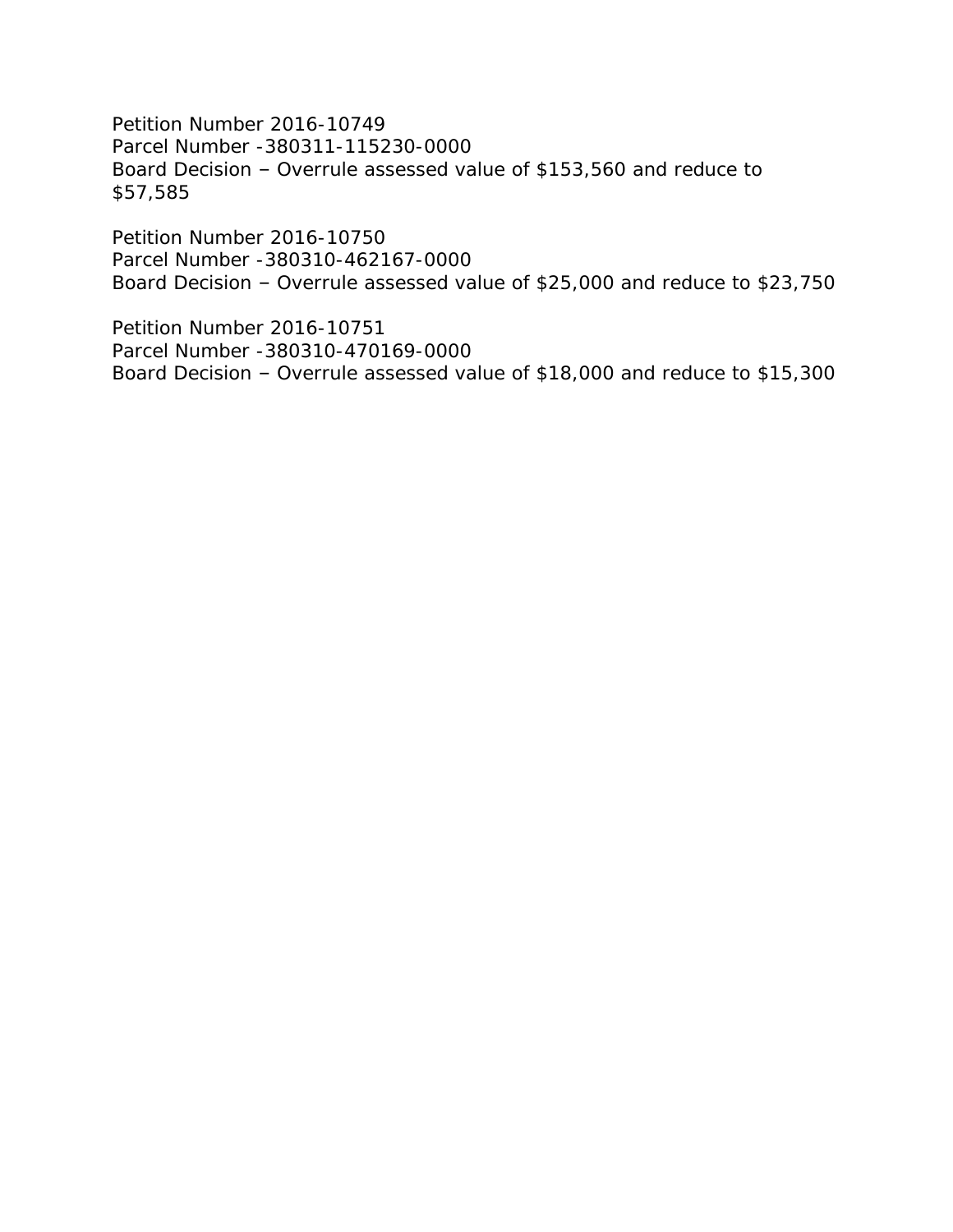Petition Number 2016-10749
Parcel Number -380311-115230-0000
Board Decision – Overrule assessed value of $153,560 and reduce to $57,585

Petition Number 2016-10750
Parcel Number -380310-462167-0000
Board Decision – Overrule assessed value of $25,000 and reduce to $23,750

Petition Number 2016-10751
Parcel Number -380310-470169-0000
Board Decision – Overrule assessed value of $18,000 and reduce to $15,300